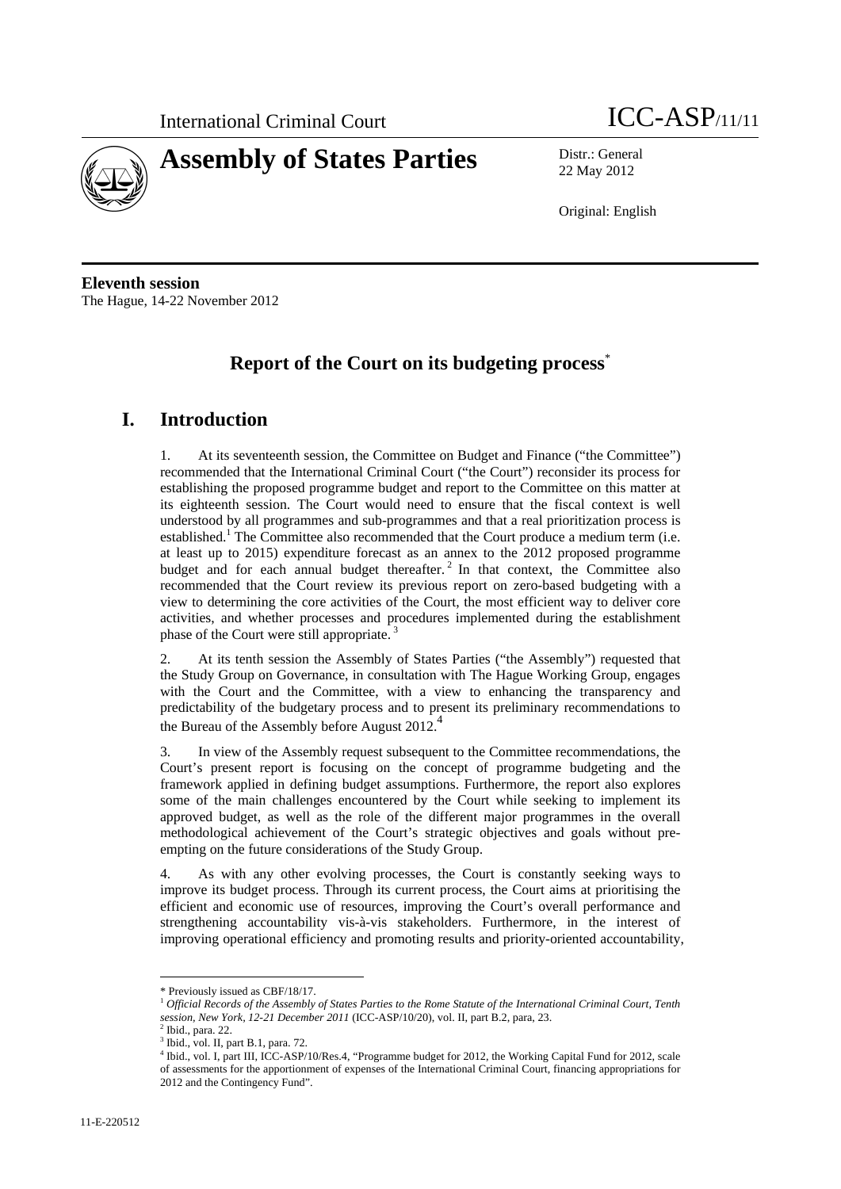International Criminal Court ICC-ASP/11/11

# Assembly of States Parties

Distr.: General
22 May 2012

Original: English

**Eleventh session**
The Hague, 14-22 November 2012

# Report of the Court on its budgeting process*

## I. Introduction

1. At its seventeenth session, the Committee on Budget and Finance ("the Committee") recommended that the International Criminal Court ("the Court") reconsider its process for establishing the proposed programme budget and report to the Committee on this matter at its eighteenth session. The Court would need to ensure that the fiscal context is well understood by all programmes and sub-programmes and that a real prioritization process is established.[1] The Committee also recommended that the Court produce a medium term (i.e. at least up to 2015) expenditure forecast as an annex to the 2012 proposed programme budget and for each annual budget thereafter.[2] In that context, the Committee also recommended that the Court review its previous report on zero-based budgeting with a view to determining the core activities of the Court, the most efficient way to deliver core activities, and whether processes and procedures implemented during the establishment phase of the Court were still appropriate.[3]

2. At its tenth session the Assembly of States Parties ("the Assembly") requested that the Study Group on Governance, in consultation with The Hague Working Group, engages with the Court and the Committee, with a view to enhancing the transparency and predictability of the budgetary process and to present its preliminary recommendations to the Bureau of the Assembly before August 2012.[4]

3. In view of the Assembly request subsequent to the Committee recommendations, the Court's present report is focusing on the concept of programme budgeting and the framework applied in defining budget assumptions. Furthermore, the report also explores some of the main challenges encountered by the Court while seeking to implement its approved budget, as well as the role of the different major programmes in the overall methodological achievement of the Court's strategic objectives and goals without pre-empting on the future considerations of the Study Group.

4. As with any other evolving processes, the Court is constantly seeking ways to improve its budget process. Through its current process, the Court aims at prioritising the efficient and economic use of resources, improving the Court's overall performance and strengthening accountability vis-à-vis stakeholders. Furthermore, in the interest of improving operational efficiency and promoting results and priority-oriented accountability,

---

\* Previously issued as CBF/18/17.

[1] *Official Records of the Assembly of States Parties to the Rome Statute of the International Criminal Court, Tenth session, New York, 12-21 December 2011* (ICC-ASP/10/20), vol. II, part B.2, para, 23.

[2] Ibid., para. 22.

[3] Ibid., vol. II, part B.1, para. 72.

[4] Ibid., vol. I, part III, ICC-ASP/10/Res.4, "Programme budget for 2012, the Working Capital Fund for 2012, scale of assessments for the apportionment of expenses of the International Criminal Court, financing appropriations for 2012 and the Contingency Fund".

11-E-220512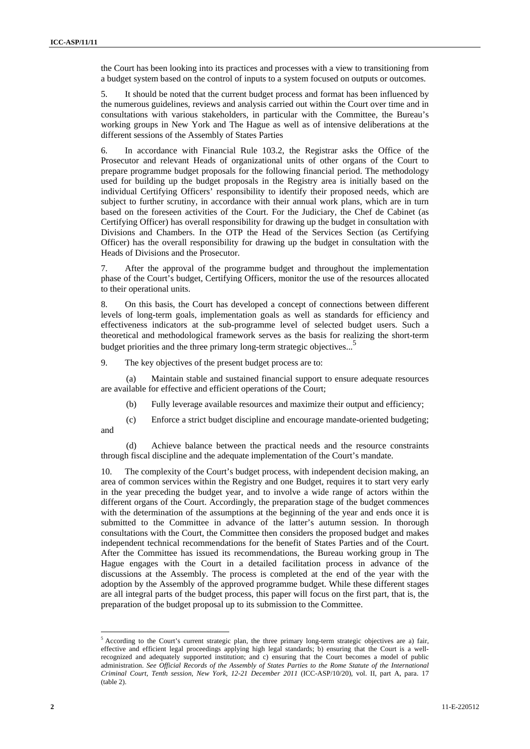the Court has been looking into its practices and processes with a view to transitioning from a budget system based on the control of inputs to a system focused on outputs or outcomes.

5. It should be noted that the current budget process and format has been influenced by the numerous guidelines, reviews and analysis carried out within the Court over time and in consultations with various stakeholders, in particular with the Committee, the Bureau's working groups in New York and The Hague as well as of intensive deliberations at the different sessions of the Assembly of States Parties

6. In accordance with Financial Rule 103.2, the Registrar asks the Office of the Prosecutor and relevant Heads of organizational units of other organs of the Court to prepare programme budget proposals for the following financial period. The methodology used for building up the budget proposals in the Registry area is initially based on the individual Certifying Officers' responsibility to identify their proposed needs, which are subject to further scrutiny, in accordance with their annual work plans, which are in turn based on the foreseen activities of the Court. For the Judiciary, the Chef de Cabinet (as Certifying Officer) has overall responsibility for drawing up the budget in consultation with Divisions and Chambers. In the OTP the Head of the Services Section (as Certifying Officer) has the overall responsibility for drawing up the budget in consultation with the Heads of Divisions and the Prosecutor.

7. After the approval of the programme budget and throughout the implementation phase of the Court's budget, Certifying Officers, monitor the use of the resources allocated to their operational units.

8. On this basis, the Court has developed a concept of connections between different levels of long-term goals, implementation goals as well as standards for efficiency and effectiveness indicators at the sub-programme level of selected budget users. Such a theoretical and methodological framework serves as the basis for realizing the short-term budget priorities and the three primary long-term strategic objectives...[5]

9. The key objectives of the present budget process are to:

(a) Maintain stable and sustained financial support to ensure adequate resources are available for effective and efficient operations of the Court;

(b) Fully leverage available resources and maximize their output and efficiency;

(c) Enforce a strict budget discipline and encourage mandate-oriented budgeting; and

(d) Achieve balance between the practical needs and the resource constraints through fiscal discipline and the adequate implementation of the Court's mandate.

10. The complexity of the Court's budget process, with independent decision making, an area of common services within the Registry and one Budget, requires it to start very early in the year preceding the budget year, and to involve a wide range of actors within the different organs of the Court. Accordingly, the preparation stage of the budget commences with the determination of the assumptions at the beginning of the year and ends once it is submitted to the Committee in advance of the latter's autumn session. In thorough consultations with the Court, the Committee then considers the proposed budget and makes independent technical recommendations for the benefit of States Parties and of the Court. After the Committee has issued its recommendations, the Bureau working group in The Hague engages with the Court in a detailed facilitation process in advance of the discussions at the Assembly. The process is completed at the end of the year with the adoption by the Assembly of the approved programme budget. While these different stages are all integral parts of the budget process, this paper will focus on the first part, that is, the preparation of the budget proposal up to its submission to the Committee.

---

[5] According to the Court's current strategic plan, the three primary long-term strategic objectives are a) fair, effective and efficient legal proceedings applying high legal standards; b) ensuring that the Court is a well-recognized and adequately supported institution; and c) ensuring that the Court becomes a model of public administration. *See Official Records of the Assembly of States Parties to the Rome Statute of the International Criminal Court, Tenth session, New York, 12-21 December 2011* (ICC-ASP/10/20), vol. II, part A, para. 17 (table 2).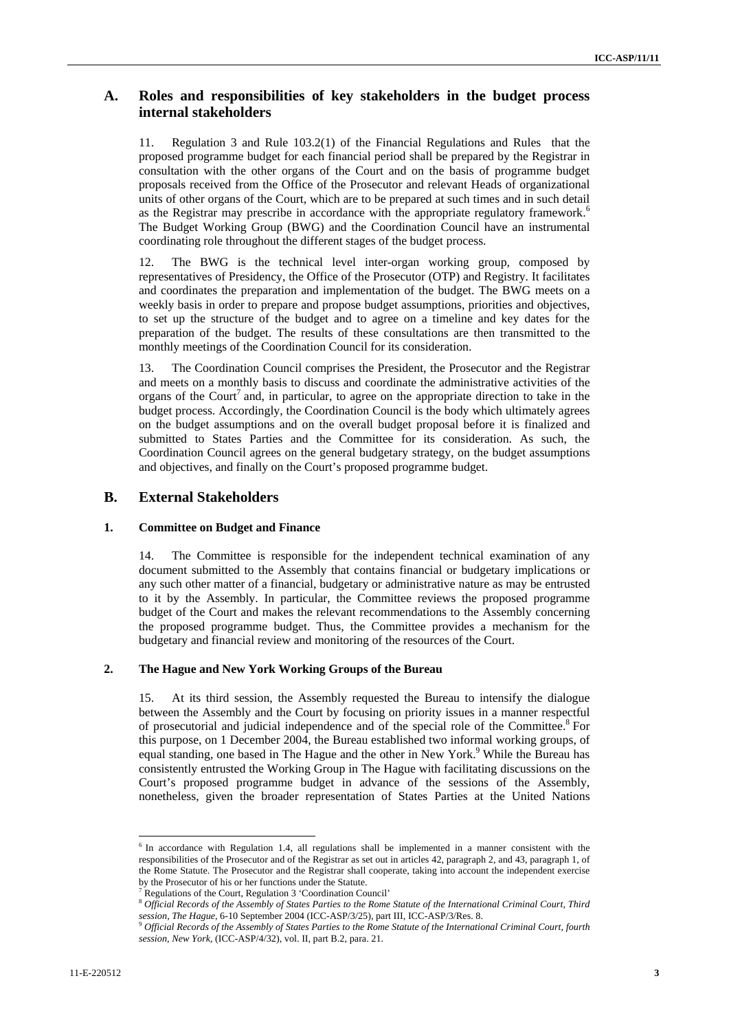## A. Roles and responsibilities of key stakeholders in the budget process internal stakeholders

11. Regulation 3 and Rule 103.2(1) of the Financial Regulations and Rules that the proposed programme budget for each financial period shall be prepared by the Registrar in consultation with the other organs of the Court and on the basis of programme budget proposals received from the Office of the Prosecutor and relevant Heads of organizational units of other organs of the Court, which are to be prepared at such times and in such detail as the Registrar may prescribe in accordance with the appropriate regulatory framework.[6] The Budget Working Group (BWG) and the Coordination Council have an instrumental coordinating role throughout the different stages of the budget process.

12. The BWG is the technical level inter-organ working group, composed by representatives of Presidency, the Office of the Prosecutor (OTP) and Registry. It facilitates and coordinates the preparation and implementation of the budget. The BWG meets on a weekly basis in order to prepare and propose budget assumptions, priorities and objectives, to set up the structure of the budget and to agree on a timeline and key dates for the preparation of the budget. The results of these consultations are then transmitted to the monthly meetings of the Coordination Council for its consideration.

13. The Coordination Council comprises the President, the Prosecutor and the Registrar and meets on a monthly basis to discuss and coordinate the administrative activities of the organs of the Court[7] and, in particular, to agree on the appropriate direction to take in the budget process. Accordingly, the Coordination Council is the body which ultimately agrees on the budget assumptions and on the overall budget proposal before it is finalized and submitted to States Parties and the Committee for its consideration. As such, the Coordination Council agrees on the general budgetary strategy, on the budget assumptions and objectives, and finally on the Court's proposed programme budget.

## B. External Stakeholders

### 1. Committee on Budget and Finance

14. The Committee is responsible for the independent technical examination of any document submitted to the Assembly that contains financial or budgetary implications or any such other matter of a financial, budgetary or administrative nature as may be entrusted to it by the Assembly. In particular, the Committee reviews the proposed programme budget of the Court and makes the relevant recommendations to the Assembly concerning the proposed programme budget. Thus, the Committee provides a mechanism for the budgetary and financial review and monitoring of the resources of the Court.

### 2. The Hague and New York Working Groups of the Bureau

15. At its third session, the Assembly requested the Bureau to intensify the dialogue between the Assembly and the Court by focusing on priority issues in a manner respectful of prosecutorial and judicial independence and of the special role of the Committee.[8] For this purpose, on 1 December 2004, the Bureau established two informal working groups, of equal standing, one based in The Hague and the other in New York.[9] While the Bureau has consistently entrusted the Working Group in The Hague with facilitating discussions on the Court's proposed programme budget in advance of the sessions of the Assembly, nonetheless, given the broader representation of States Parties at the United Nations

---

[6] In accordance with Regulation 1.4, all regulations shall be implemented in a manner consistent with the responsibilities of the Prosecutor and of the Registrar as set out in articles 42, paragraph 2, and 43, paragraph 1, of the Rome Statute. The Prosecutor and the Registrar shall cooperate, taking into account the independent exercise by the Prosecutor of his or her functions under the Statute.

[7] Regulations of the Court, Regulation 3 'Coordination Council'

[8] *Official Records of the Assembly of States Parties to the Rome Statute of the International Criminal Court, Third session, The Hague*, 6-10 September 2004 (ICC-ASP/3/25), part III, ICC-ASP/3/Res. 8.

[9] *Official Records of the Assembly of States Parties to the Rome Statute of the International Criminal Court, fourth session, New York*, (ICC-ASP/4/32), vol. II, part B.2, para. 21.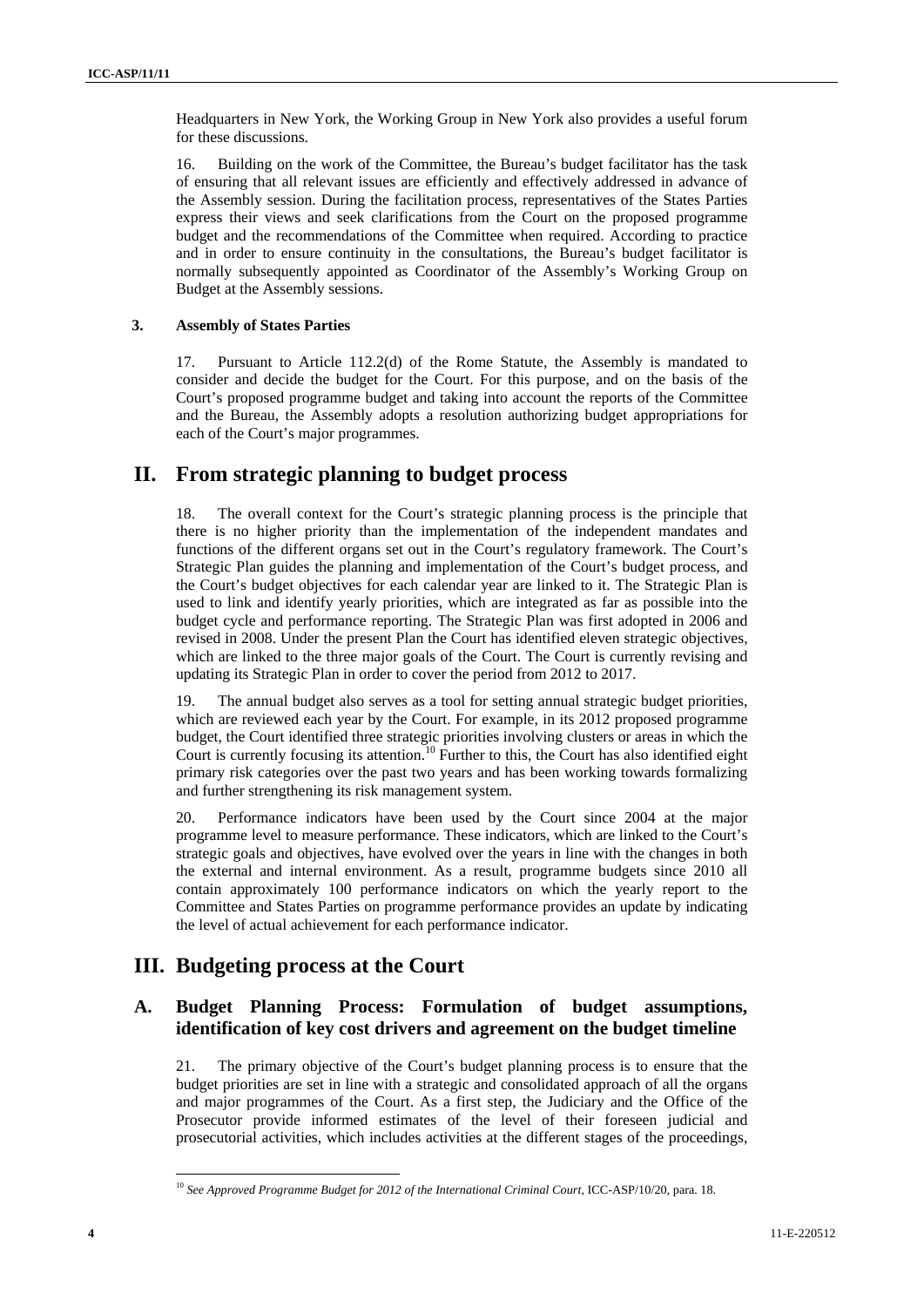Headquarters in New York, the Working Group in New York also provides a useful forum for these discussions.

16. Building on the work of the Committee, the Bureau's budget facilitator has the task of ensuring that all relevant issues are efficiently and effectively addressed in advance of the Assembly session. During the facilitation process, representatives of the States Parties express their views and seek clarifications from the Court on the proposed programme budget and the recommendations of the Committee when required. According to practice and in order to ensure continuity in the consultations, the Bureau's budget facilitator is normally subsequently appointed as Coordinator of the Assembly's Working Group on Budget at the Assembly sessions.

### 3. Assembly of States Parties

17. Pursuant to Article 112.2(d) of the Rome Statute, the Assembly is mandated to consider and decide the budget for the Court. For this purpose, and on the basis of the Court's proposed programme budget and taking into account the reports of the Committee and the Bureau, the Assembly adopts a resolution authorizing budget appropriations for each of the Court's major programmes.

# II. From strategic planning to budget process

18. The overall context for the Court's strategic planning process is the principle that there is no higher priority than the implementation of the independent mandates and functions of the different organs set out in the Court's regulatory framework. The Court's Strategic Plan guides the planning and implementation of the Court's budget process, and the Court's budget objectives for each calendar year are linked to it. The Strategic Plan is used to link and identify yearly priorities, which are integrated as far as possible into the budget cycle and performance reporting. The Strategic Plan was first adopted in 2006 and revised in 2008. Under the present Plan the Court has identified eleven strategic objectives, which are linked to the three major goals of the Court. The Court is currently revising and updating its Strategic Plan in order to cover the period from 2012 to 2017.

19. The annual budget also serves as a tool for setting annual strategic budget priorities, which are reviewed each year by the Court. For example, in its 2012 proposed programme budget, the Court identified three strategic priorities involving clusters or areas in which the Court is currently focusing its attention.[10] Further to this, the Court has also identified eight primary risk categories over the past two years and has been working towards formalizing and further strengthening its risk management system.

20. Performance indicators have been used by the Court since 2004 at the major programme level to measure performance. These indicators, which are linked to the Court's strategic goals and objectives, have evolved over the years in line with the changes in both the external and internal environment. As a result, programme budgets since 2010 all contain approximately 100 performance indicators on which the yearly report to the Committee and States Parties on programme performance provides an update by indicating the level of actual achievement for each performance indicator.

# III. Budgeting process at the Court

## A. Budget Planning Process: Formulation of budget assumptions, identification of key cost drivers and agreement on the budget timeline

21. The primary objective of the Court's budget planning process is to ensure that the budget priorities are set in line with a strategic and consolidated approach of all the organs and major programmes of the Court. As a first step, the Judiciary and the Office of the Prosecutor provide informed estimates of the level of their foreseen judicial and prosecutorial activities, which includes activities at the different stages of the proceedings,

[10] *See Approved Programme Budget for 2012 of the International Criminal Court*, ICC-ASP/10/20, para. 18.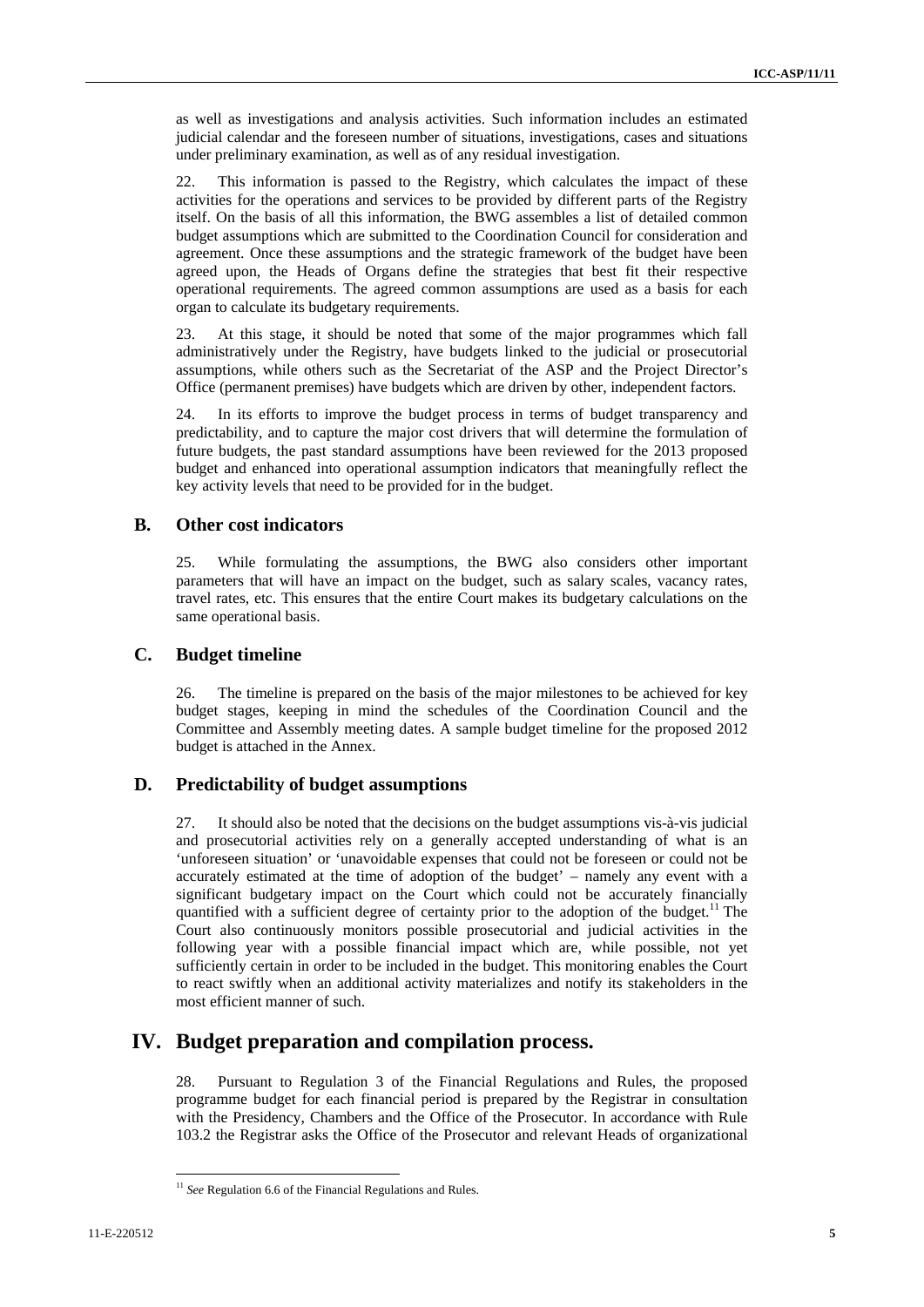as well as investigations and analysis activities. Such information includes an estimated judicial calendar and the foreseen number of situations, investigations, cases and situations under preliminary examination, as well as of any residual investigation.

22. This information is passed to the Registry, which calculates the impact of these activities for the operations and services to be provided by different parts of the Registry itself. On the basis of all this information, the BWG assembles a list of detailed common budget assumptions which are submitted to the Coordination Council for consideration and agreement. Once these assumptions and the strategic framework of the budget have been agreed upon, the Heads of Organs define the strategies that best fit their respective operational requirements. The agreed common assumptions are used as a basis for each organ to calculate its budgetary requirements.

23. At this stage, it should be noted that some of the major programmes which fall administratively under the Registry, have budgets linked to the judicial or prosecutorial assumptions, while others such as the Secretariat of the ASP and the Project Director's Office (permanent premises) have budgets which are driven by other, independent factors.

24. In its efforts to improve the budget process in terms of budget transparency and predictability, and to capture the major cost drivers that will determine the formulation of future budgets, the past standard assumptions have been reviewed for the 2013 proposed budget and enhanced into operational assumption indicators that meaningfully reflect the key activity levels that need to be provided for in the budget.

## B. Other cost indicators

25. While formulating the assumptions, the BWG also considers other important parameters that will have an impact on the budget, such as salary scales, vacancy rates, travel rates, etc. This ensures that the entire Court makes its budgetary calculations on the same operational basis.

## C. Budget timeline

26. The timeline is prepared on the basis of the major milestones to be achieved for key budget stages, keeping in mind the schedules of the Coordination Council and the Committee and Assembly meeting dates. A sample budget timeline for the proposed 2012 budget is attached in the Annex.

## D. Predictability of budget assumptions

27. It should also be noted that the decisions on the budget assumptions vis-à-vis judicial and prosecutorial activities rely on a generally accepted understanding of what is an 'unforeseen situation' or 'unavoidable expenses that could not be foreseen or could not be accurately estimated at the time of adoption of the budget' – namely any event with a significant budgetary impact on the Court which could not be accurately financially quantified with a sufficient degree of certainty prior to the adoption of the budget.[11] The Court also continuously monitors possible prosecutorial and judicial activities in the following year with a possible financial impact which are, while possible, not yet sufficiently certain in order to be included in the budget. This monitoring enables the Court to react swiftly when an additional activity materializes and notify its stakeholders in the most efficient manner of such.

# IV. Budget preparation and compilation process.

28. Pursuant to Regulation 3 of the Financial Regulations and Rules, the proposed programme budget for each financial period is prepared by the Registrar in consultation with the Presidency, Chambers and the Office of the Prosecutor. In accordance with Rule 103.2 the Registrar asks the Office of the Prosecutor and relevant Heads of organizational

[11] *See* Regulation 6.6 of the Financial Regulations and Rules.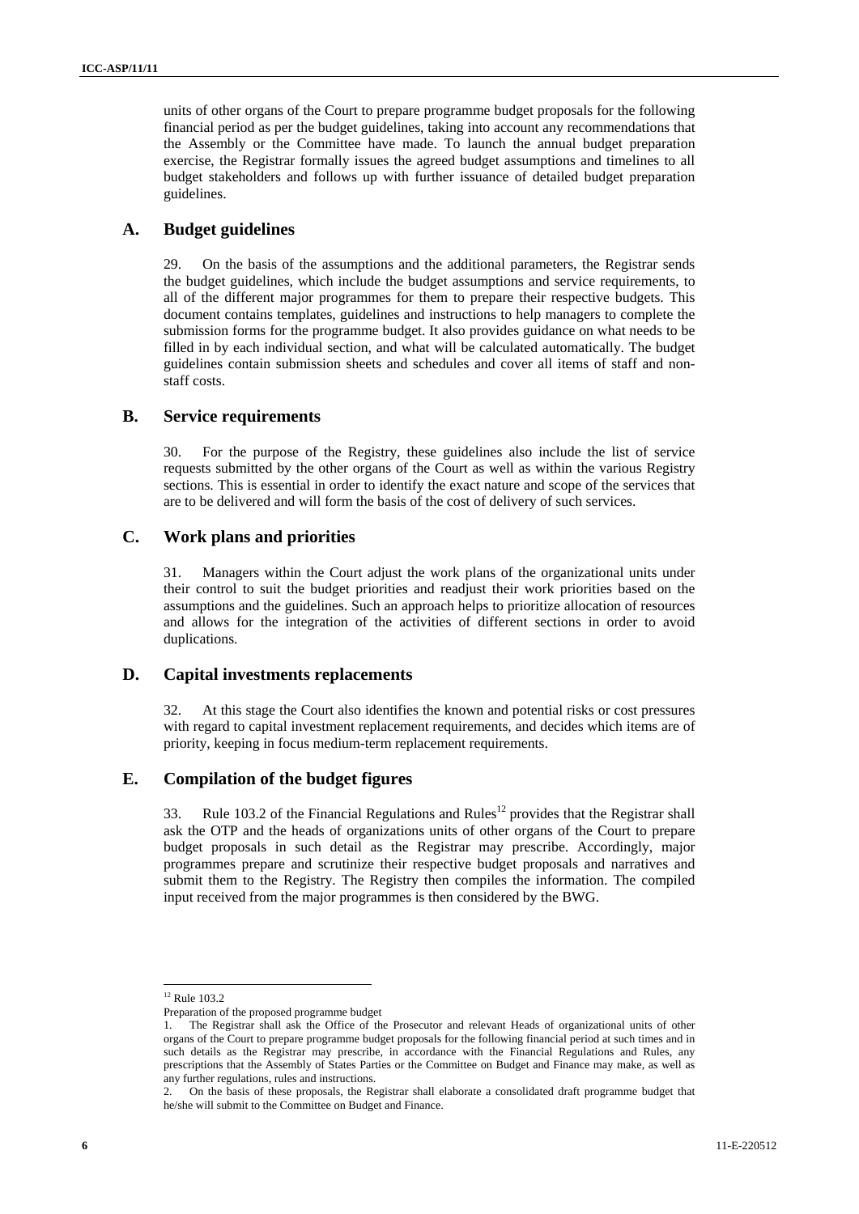units of other organs of the Court to prepare programme budget proposals for the following financial period as per the budget guidelines, taking into account any recommendations that the Assembly or the Committee have made. To launch the annual budget preparation exercise, the Registrar formally issues the agreed budget assumptions and timelines to all budget stakeholders and follows up with further issuance of detailed budget preparation guidelines.

## A. Budget guidelines

29. On the basis of the assumptions and the additional parameters, the Registrar sends the budget guidelines, which include the budget assumptions and service requirements, to all of the different major programmes for them to prepare their respective budgets. This document contains templates, guidelines and instructions to help managers to complete the submission forms for the programme budget. It also provides guidance on what needs to be filled in by each individual section, and what will be calculated automatically. The budget guidelines contain submission sheets and schedules and cover all items of staff and non-staff costs.

## B. Service requirements

30. For the purpose of the Registry, these guidelines also include the list of service requests submitted by the other organs of the Court as well as within the various Registry sections. This is essential in order to identify the exact nature and scope of the services that are to be delivered and will form the basis of the cost of delivery of such services.

## C. Work plans and priorities

31. Managers within the Court adjust the work plans of the organizational units under their control to suit the budget priorities and readjust their work priorities based on the assumptions and the guidelines. Such an approach helps to prioritize allocation of resources and allows for the integration of the activities of different sections in order to avoid duplications.

## D. Capital investments replacements

32. At this stage the Court also identifies the known and potential risks or cost pressures with regard to capital investment replacement requirements, and decides which items are of priority, keeping in focus medium-term replacement requirements.

## E. Compilation of the budget figures

33. Rule 103.2 of the Financial Regulations and Rules[12] provides that the Registrar shall ask the OTP and the heads of organizations units of other organs of the Court to prepare budget proposals in such detail as the Registrar may prescribe. Accordingly, major programmes prepare and scrutinize their respective budget proposals and narratives and submit them to the Registry. The Registry then compiles the information. The compiled input received from the major programmes is then considered by the BWG.

---

[12] Rule 103.2

Preparation of the proposed programme budget

1. The Registrar shall ask the Office of the Prosecutor and relevant Heads of organizational units of other organs of the Court to prepare programme budget proposals for the following financial period at such times and in such details as the Registrar may prescribe, in accordance with the Financial Regulations and Rules, any prescriptions that the Assembly of States Parties or the Committee on Budget and Finance may make, as well as any further regulations, rules and instructions.

2. On the basis of these proposals, the Registrar shall elaborate a consolidated draft programme budget that he/she will submit to the Committee on Budget and Finance.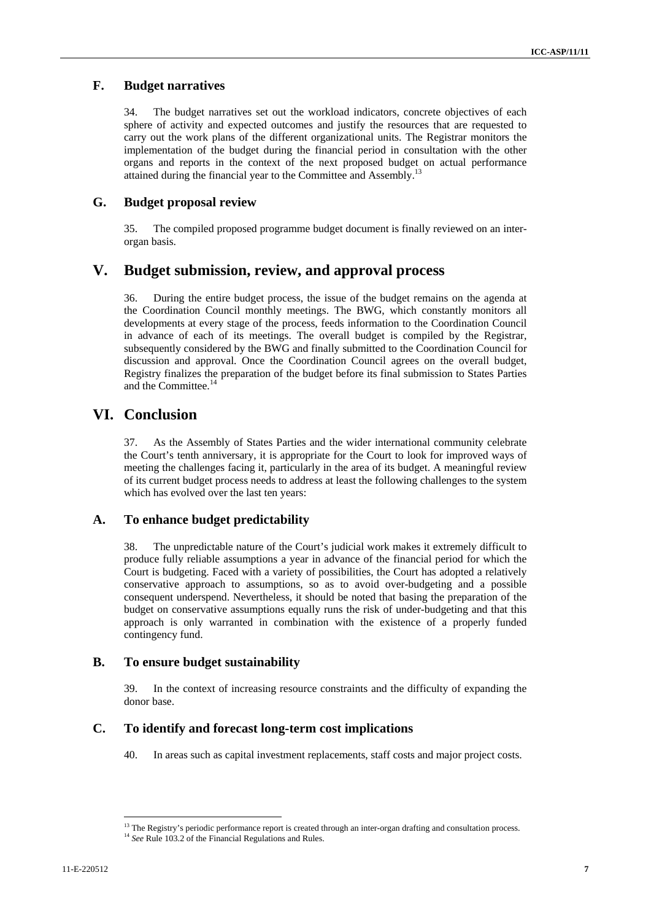## F. Budget narratives

34. The budget narratives set out the workload indicators, concrete objectives of each sphere of activity and expected outcomes and justify the resources that are requested to carry out the work plans of the different organizational units. The Registrar monitors the implementation of the budget during the financial period in consultation with the other organs and reports in the context of the next proposed budget on actual performance attained during the financial year to the Committee and Assembly.[13]

## G. Budget proposal review

35. The compiled proposed programme budget document is finally reviewed on an inter-organ basis.

# V. Budget submission, review, and approval process

36. During the entire budget process, the issue of the budget remains on the agenda at the Coordination Council monthly meetings. The BWG, which constantly monitors all developments at every stage of the process, feeds information to the Coordination Council in advance of each of its meetings. The overall budget is compiled by the Registrar, subsequently considered by the BWG and finally submitted to the Coordination Council for discussion and approval. Once the Coordination Council agrees on the overall budget, Registry finalizes the preparation of the budget before its final submission to States Parties and the Committee.[14]

# VI. Conclusion

37. As the Assembly of States Parties and the wider international community celebrate the Court's tenth anniversary, it is appropriate for the Court to look for improved ways of meeting the challenges facing it, particularly in the area of its budget. A meaningful review of its current budget process needs to address at least the following challenges to the system which has evolved over the last ten years:

## A. To enhance budget predictability

38. The unpredictable nature of the Court's judicial work makes it extremely difficult to produce fully reliable assumptions a year in advance of the financial period for which the Court is budgeting. Faced with a variety of possibilities, the Court has adopted a relatively conservative approach to assumptions, so as to avoid over-budgeting and a possible consequent underspend. Nevertheless, it should be noted that basing the preparation of the budget on conservative assumptions equally runs the risk of under-budgeting and that this approach is only warranted in combination with the existence of a properly funded contingency fund.

## B. To ensure budget sustainability

39. In the context of increasing resource constraints and the difficulty of expanding the donor base.

## C. To identify and forecast long-term cost implications

40. In areas such as capital investment replacements, staff costs and major project costs.

---

[13] The Registry's periodic performance report is created through an inter-organ drafting and consultation process.

[14] *See* Rule 103.2 of the Financial Regulations and Rules.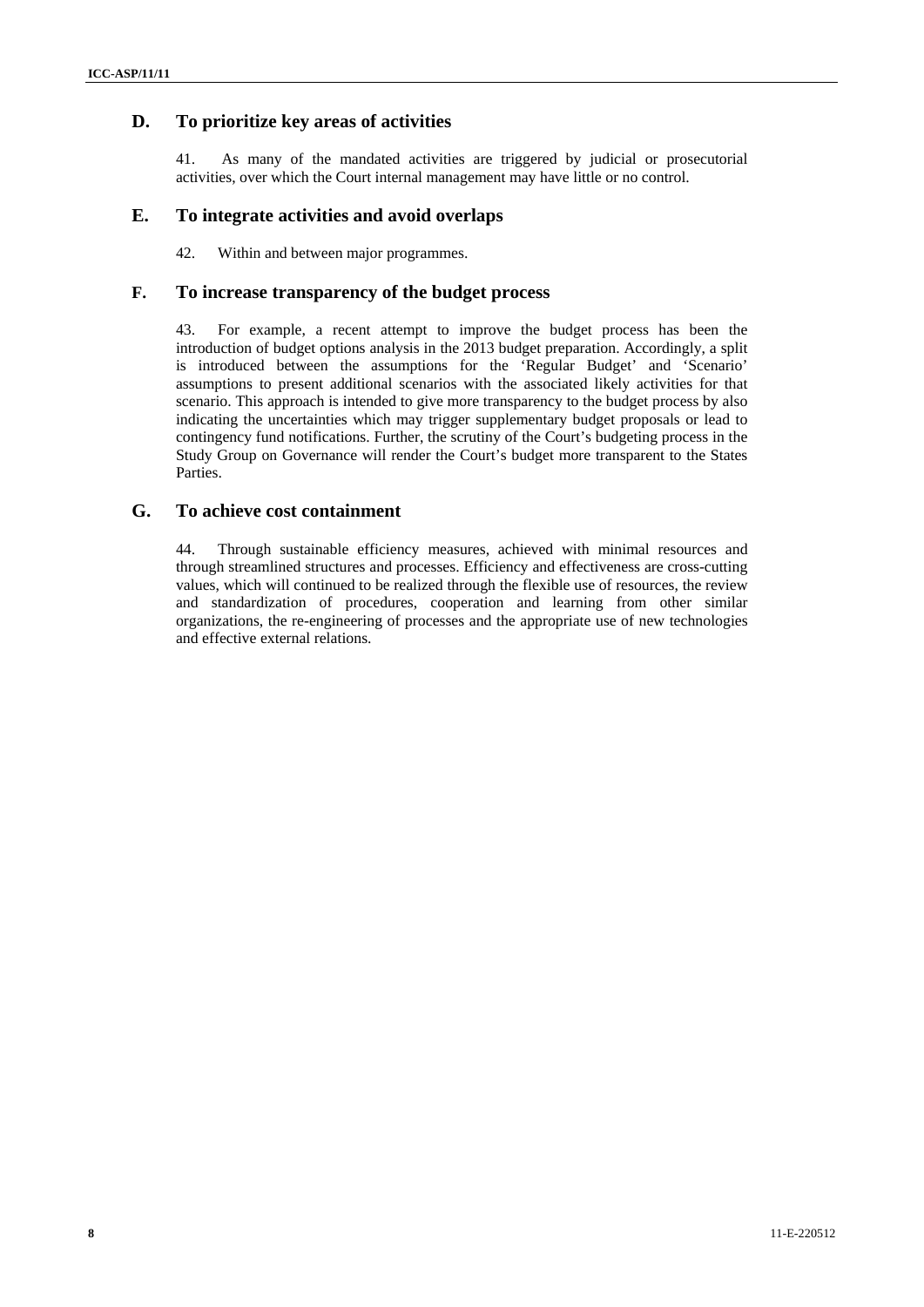## D. To prioritize key areas of activities

41. As many of the mandated activities are triggered by judicial or prosecutorial activities, over which the Court internal management may have little or no control.

## E. To integrate activities and avoid overlaps

42. Within and between major programmes.

## F. To increase transparency of the budget process

43. For example, a recent attempt to improve the budget process has been the introduction of budget options analysis in the 2013 budget preparation. Accordingly, a split is introduced between the assumptions for the 'Regular Budget' and 'Scenario' assumptions to present additional scenarios with the associated likely activities for that scenario. This approach is intended to give more transparency to the budget process by also indicating the uncertainties which may trigger supplementary budget proposals or lead to contingency fund notifications. Further, the scrutiny of the Court's budgeting process in the Study Group on Governance will render the Court's budget more transparent to the States Parties.

## G. To achieve cost containment

44. Through sustainable efficiency measures, achieved with minimal resources and through streamlined structures and processes. Efficiency and effectiveness are cross-cutting values, which will continued to be realized through the flexible use of resources, the review and standardization of procedures, cooperation and learning from other similar organizations, the re-engineering of processes and the appropriate use of new technologies and effective external relations.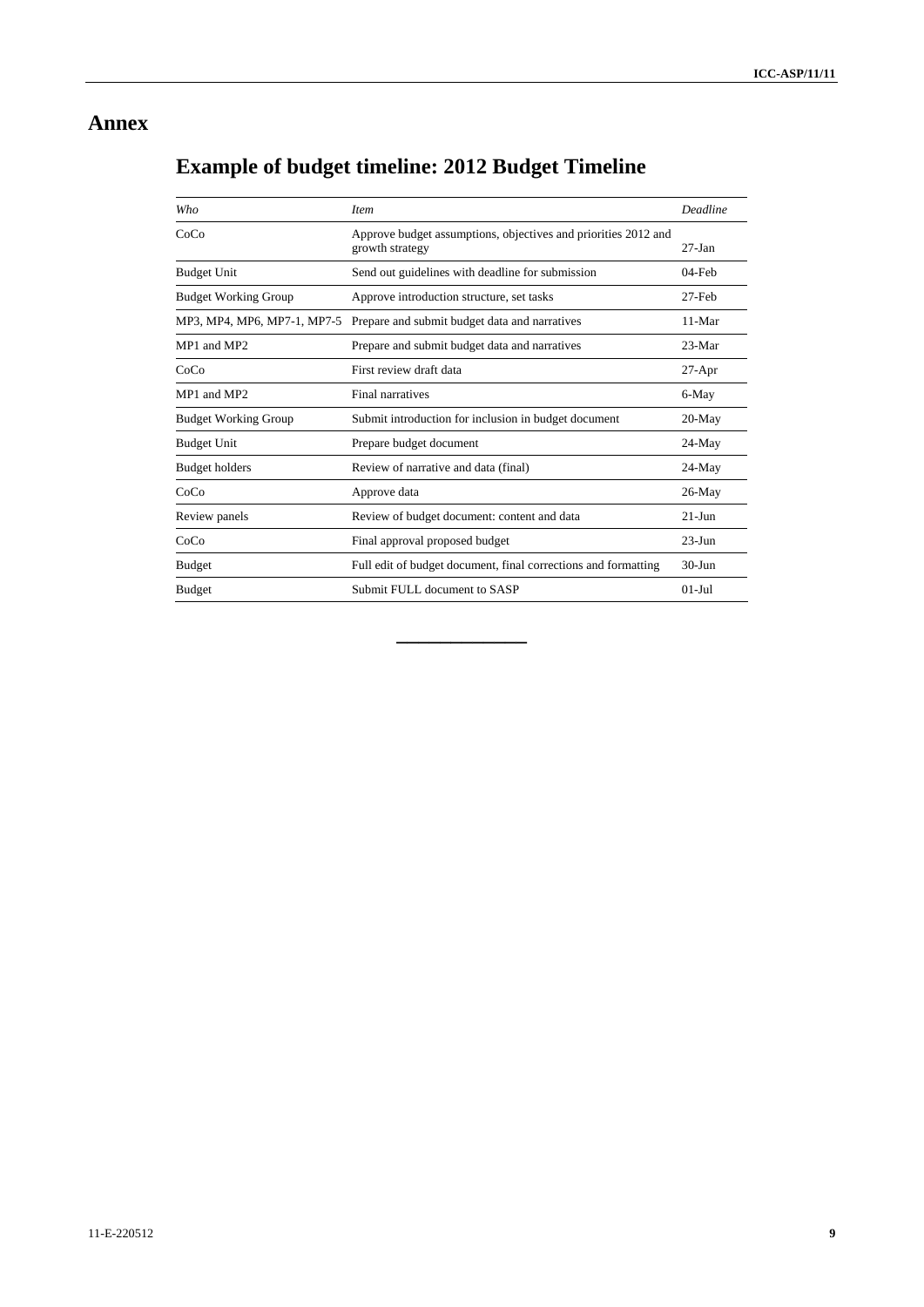# Annex

## Example of budget timeline: 2012 Budget Timeline

| *Who* | *Item* | *Deadline* |
|---|---|---|
| CoCo | Approve budget assumptions, objectives and priorities 2012 and growth strategy | 27-Jan |
| Budget Unit | Send out guidelines with deadline for submission | 04-Feb |
| Budget Working Group | Approve introduction structure, set tasks | 27-Feb |
| MP3, MP4, MP6, MP7-1, MP7-5 | Prepare and submit budget data and narratives | 11-Mar |
| MP1 and MP2 | Prepare and submit budget data and narratives | 23-Mar |
| CoCo | First review draft data | 27-Apr |
| MP1 and MP2 | Final narratives | 6-May |
| Budget Working Group | Submit introduction for inclusion in budget document | 20-May |
| Budget Unit | Prepare budget document | 24-May |
| Budget holders | Review of narrative and data (final) | 24-May |
| CoCo | Approve data | 26-May |
| Review panels | Review of budget document: content and data | 21-Jun |
| CoCo | Final approval proposed budget | 23-Jun |
| Budget | Full edit of budget document, final corrections and formatting | 30-Jun |
| Budget | Submit FULL document to SASP | 01-Jul |